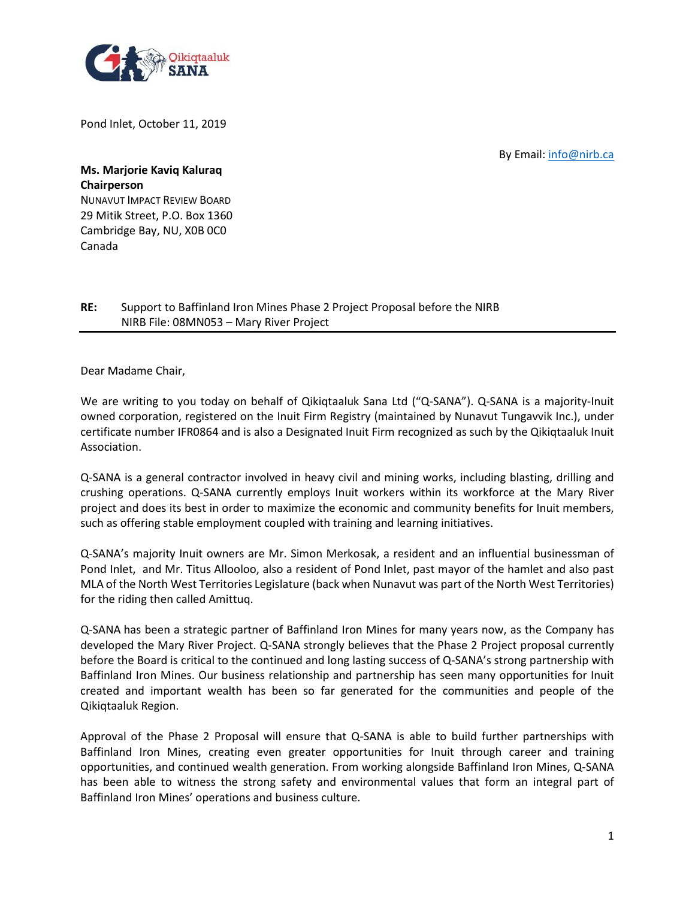Qikiqtaaluk SANA

Pond Inlet, October 11, 2019

By Email: info@nirb.ca

**Ms. Marjorie Kaviq Kaluraq**
**Chairperson**
NUNAVUT IMPACT REVIEW BOARD
29 Mitik Street, P.O. Box 1360
Cambridge Bay, NU, X0B 0C0
Canada

**RE:** Support to Baffinland Iron Mines Phase 2 Project Proposal before the NIRB
NIRB File: 08MN053 – Mary River Project

Dear Madame Chair,

We are writing to you today on behalf of Qikiqtaaluk Sana Ltd ("Q-SANA"). Q-SANA is a majority-Inuit owned corporation, registered on the Inuit Firm Registry (maintained by Nunavut Tungavvik Inc.), under certificate number IFR0864 and is also a Designated Inuit Firm recognized as such by the Qikiqtaaluk Inuit Association.

Q-SANA is a general contractor involved in heavy civil and mining works, including blasting, drilling and crushing operations. Q-SANA currently employs Inuit workers within its workforce at the Mary River project and does its best in order to maximize the economic and community benefits for Inuit members, such as offering stable employment coupled with training and learning initiatives.

Q-SANA's majority Inuit owners are Mr. Simon Merkosak, a resident and an influential businessman of Pond Inlet, and Mr. Titus Allooloo, also a resident of Pond Inlet, past mayor of the hamlet and also past MLA of the North West Territories Legislature (back when Nunavut was part of the North West Territories) for the riding then called Amittuq.

Q-SANA has been a strategic partner of Baffinland Iron Mines for many years now, as the Company has developed the Mary River Project. Q-SANA strongly believes that the Phase 2 Project proposal currently before the Board is critical to the continued and long lasting success of Q-SANA's strong partnership with Baffinland Iron Mines. Our business relationship and partnership has seen many opportunities for Inuit created and important wealth has been so far generated for the communities and people of the Qikiqtaaluk Region.

Approval of the Phase 2 Proposal will ensure that Q-SANA is able to build further partnerships with Baffinland Iron Mines, creating even greater opportunities for Inuit through career and training opportunities, and continued wealth generation. From working alongside Baffinland Iron Mines, Q-SANA has been able to witness the strong safety and environmental values that form an integral part of Baffinland Iron Mines' operations and business culture.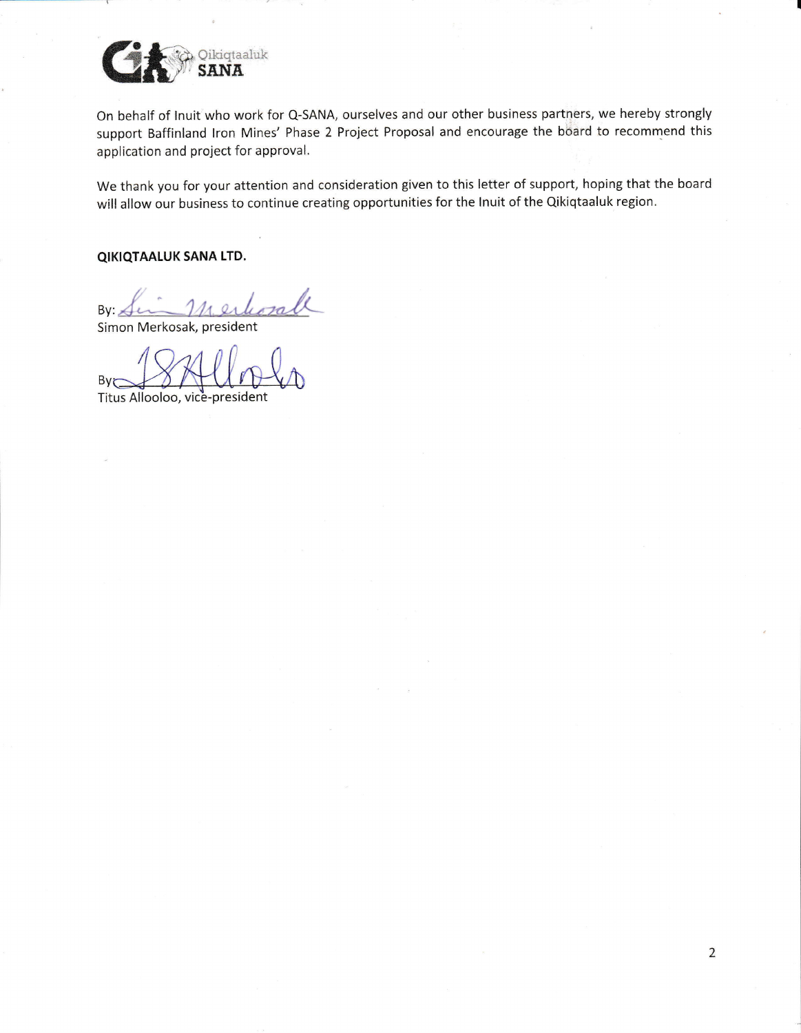On behalf of Inuit who work for Q-SANA, ourselves and our other business partners, we hereby strongly support Baffinland Iron Mines' Phase 2 Project Proposal and encourage the board to recommend this application and project for approval.

We thank you for your attention and consideration given to this letter of support, hoping that the board will allow our business to continue creating opportunities for the Inuit of the Qikiqtaaluk region.

**QIKIQTAALUK SANA LTD.**

By: 
Simon Merkosak, president

By: 
Titus Allooloo, vice-president